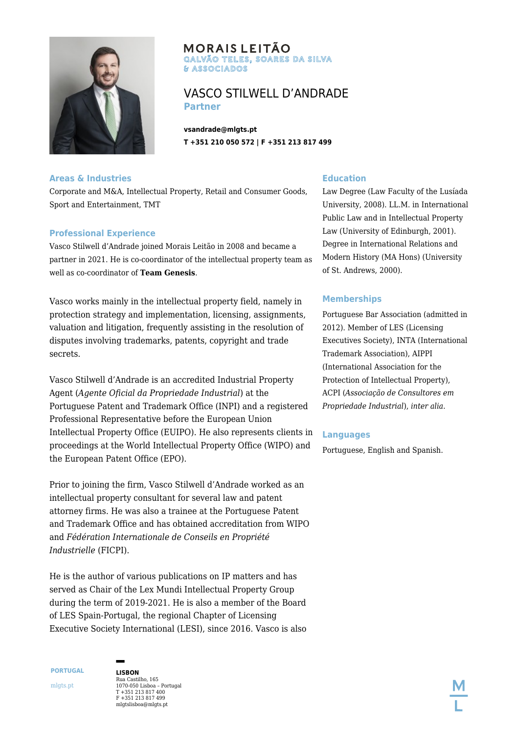MORAIS LEITÃO
GALVÃO TELES, SOARES DA SILVA
& ASSOCIADOS

# VASCO STILWELL D'ANDRADE

**Partner**

**vsandrade@mlgts.pt**
**T +351 210 050 572 | F +351 213 817 499**

## Areas & Industries

Corporate and M&A, Intellectual Property, Retail and Consumer Goods, Sport and Entertainment, TMT

## Professional Experience

Vasco Stilwell d'Andrade joined Morais Leitão in 2008 and became a partner in 2021. He is co-coordinator of the intellectual property team as well as co-coordinator of **Team Genesis**.

Vasco works mainly in the intellectual property field, namely in protection strategy and implementation, licensing, assignments, valuation and litigation, frequently assisting in the resolution of disputes involving trademarks, patents, copyright and trade secrets.

Vasco Stilwell d'Andrade is an accredited Industrial Property Agent (*Agente Oficial da Propriedade Industrial*) at the Portuguese Patent and Trademark Office (INPI) and a registered Professional Representative before the European Union Intellectual Property Office (EUIPO). He also represents clients in proceedings at the World Intellectual Property Office (WIPO) and the European Patent Office (EPO).

Prior to joining the firm, Vasco Stilwell d'Andrade worked as an intellectual property consultant for several law and patent attorney firms. He was also a trainee at the Portuguese Patent and Trademark Office and has obtained accreditation from WIPO and *Fédération Internationale de Conseils en Propriété Industrielle* (FICPI).

He is the author of various publications on IP matters and has served as Chair of the Lex Mundi Intellectual Property Group during the term of 2019-2021. He is also a member of the Board of LES Spain-Portugal, the regional Chapter of Licensing Executive Society International (LESI), since 2016. Vasco is also

## Education

Law Degree (Law Faculty of the Lusíada University, 2008). LL.M. in International Public Law and in Intellectual Property Law (University of Edinburgh, 2001). Degree in International Relations and Modern History (MA Hons) (University of St. Andrews, 2000).

## Memberships

Portuguese Bar Association (admitted in 2012). Member of LES (Licensing Executives Society), INTA (International Trademark Association), AIPPI (International Association for the Protection of Intellectual Property), ACPI (*Associação de Consultores em Propriedade Industrial*), *inter alia*.

## Languages

Portuguese, English and Spanish.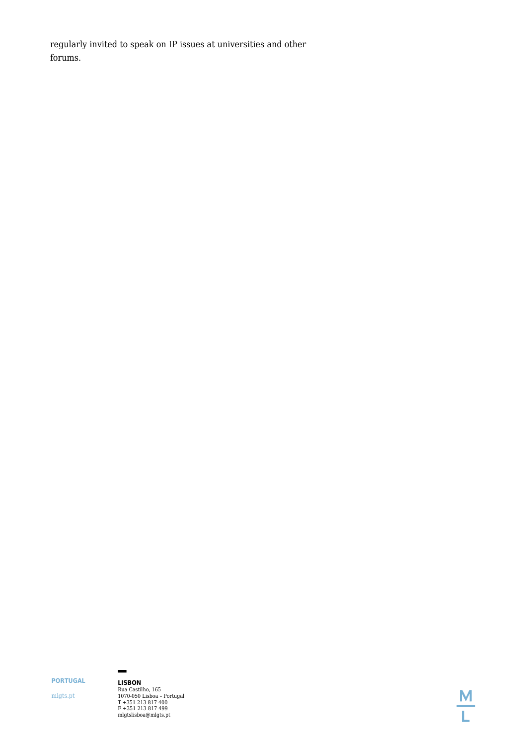regularly invited to speak on IP issues at universities and other forums.